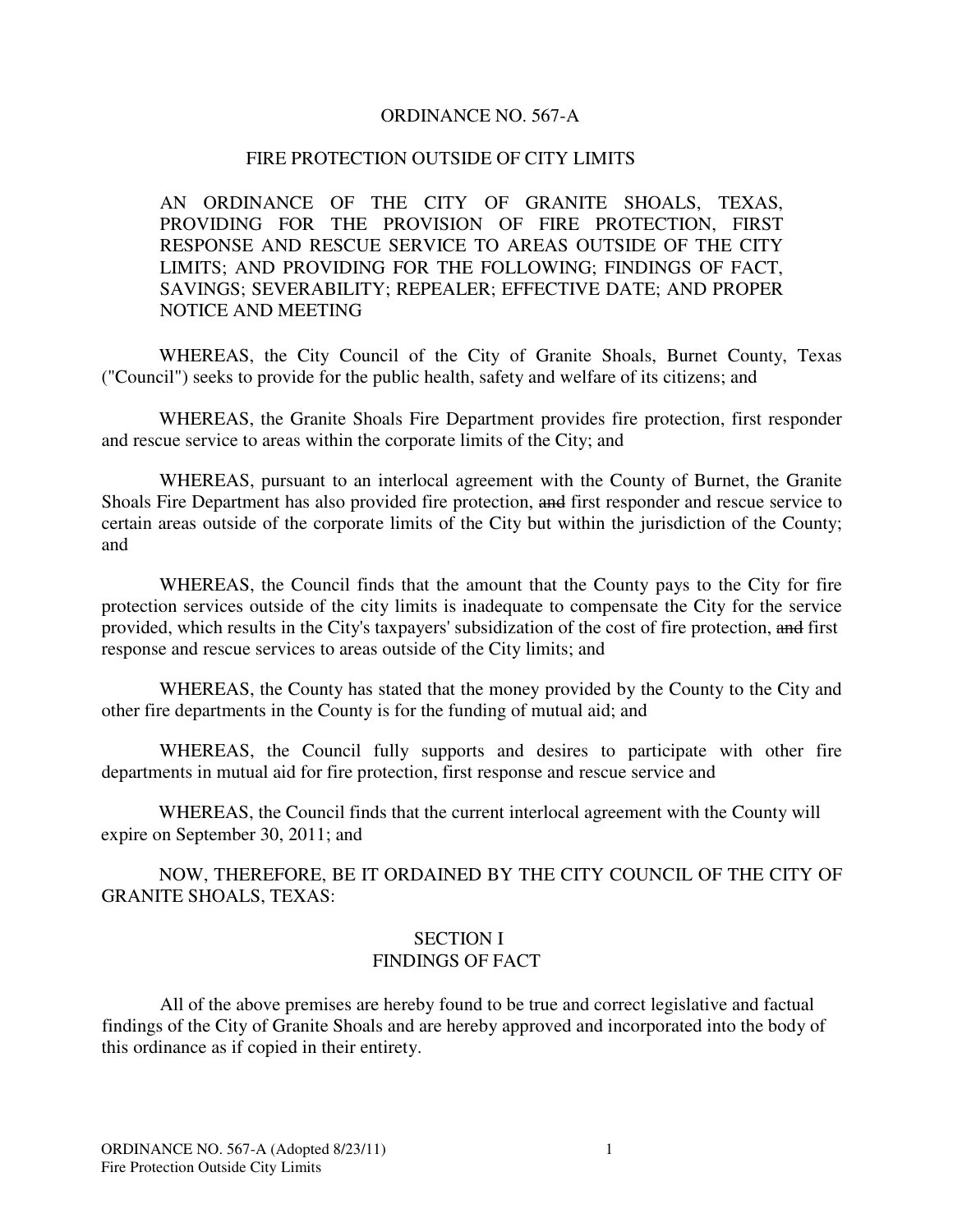ORDINANCE NO. 567-A

FIRE PROTECTION OUTSIDE OF CITY LIMITS

AN ORDINANCE OF THE CITY OF GRANITE SHOALS, TEXAS, PROVIDING FOR THE PROVISION OF FIRE PROTECTION, FIRST RESPONSE AND RESCUE SERVICE TO AREAS OUTSIDE OF THE CITY LIMITS; AND PROVIDING FOR THE FOLLOWING; FINDINGS OF FACT, SAVINGS; SEVERABILITY; REPEALER; EFFECTIVE DATE; AND PROPER NOTICE AND MEETING

WHEREAS, the City Council of the City of Granite Shoals, Burnet County, Texas ("Council") seeks to provide for the public health, safety and welfare of its citizens; and

WHEREAS, the Granite Shoals Fire Department provides fire protection, first responder and rescue service to areas within the corporate limits of the City; and

WHEREAS, pursuant to an interlocal agreement with the County of Burnet, the Granite Shoals Fire Department has also provided fire protection, ~~and~~ first responder and rescue service to certain areas outside of the corporate limits of the City but within the jurisdiction of the County; and

WHEREAS, the Council finds that the amount that the County pays to the City for fire protection services outside of the city limits is inadequate to compensate the City for the service provided, which results in the City's taxpayers' subsidization of the cost of fire protection, ~~and~~ first response and rescue services to areas outside of the City limits; and

WHEREAS, the County has stated that the money provided by the County to the City and other fire departments in the County is for the funding of mutual aid; and

WHEREAS, the Council fully supports and desires to participate with other fire departments in mutual aid for fire protection, first response and rescue service and

WHEREAS, the Council finds that the current interlocal agreement with the County will expire on September 30, 2011; and

NOW, THEREFORE, BE IT ORDAINED BY THE CITY COUNCIL OF THE CITY OF GRANITE SHOALS, TEXAS:

## SECTION I
## FINDINGS OF FACT

All of the above premises are hereby found to be true and correct legislative and factual findings of the City of Granite Shoals and are hereby approved and incorporated into the body of this ordinance as if copied in their entirety.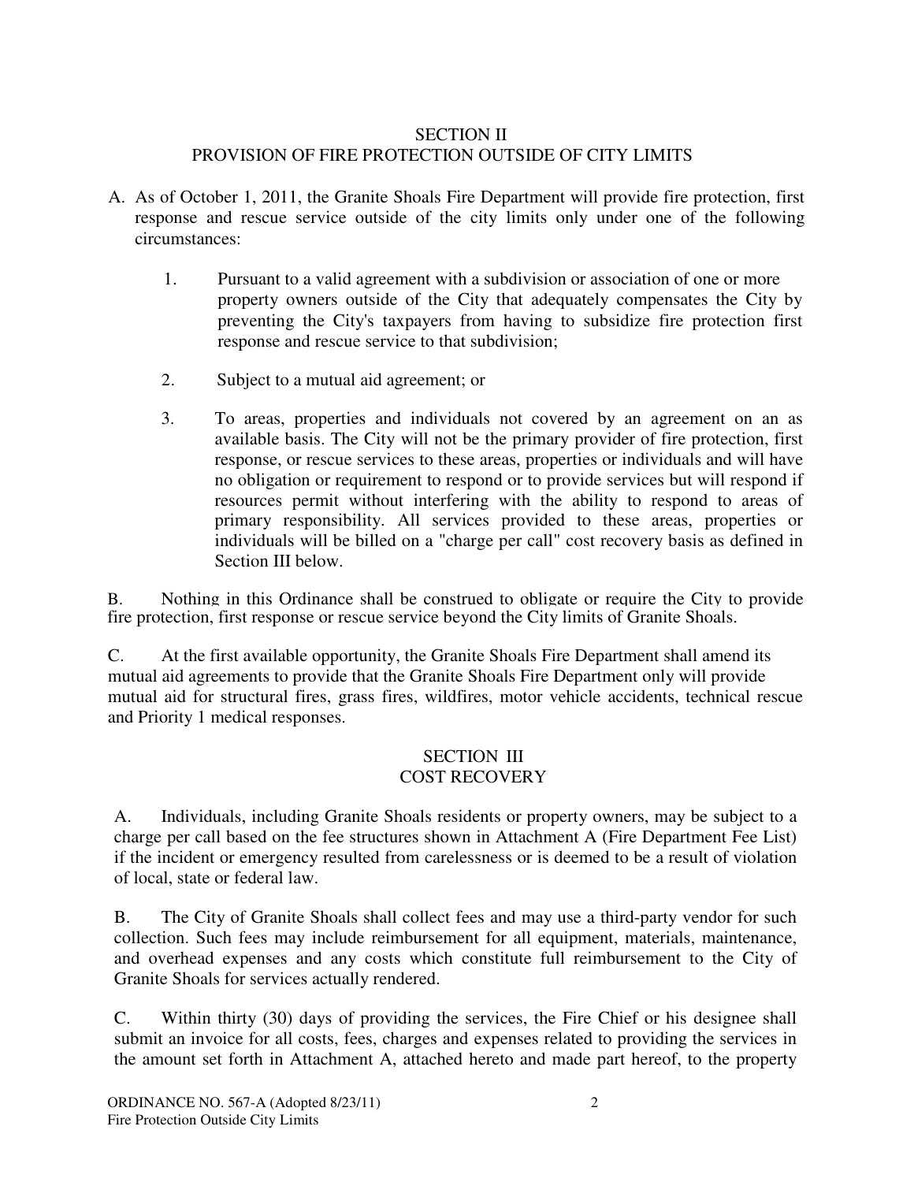## SECTION II
## PROVISION OF FIRE PROTECTION OUTSIDE OF CITY LIMITS

A. As of October 1, 2011, the Granite Shoals Fire Department will provide fire protection, first response and rescue service outside of the city limits only under one of the following circumstances:

   1. Pursuant to a valid agreement with a subdivision or association of one or more property owners outside of the City that adequately compensates the City by preventing the City's taxpayers from having to subsidize fire protection first response and rescue service to that subdivision;

   2. Subject to a mutual aid agreement; or

   3. To areas, properties and individuals not covered by an agreement on an as available basis. The City will not be the primary provider of fire protection, first response, or rescue services to these areas, properties or individuals and will have no obligation or requirement to respond or to provide services but will respond if resources permit without interfering with the ability to respond to areas of primary responsibility. All services provided to these areas, properties or individuals will be billed on a "charge per call" cost recovery basis as defined in Section III below.

B. Nothing in this Ordinance shall be construed to obligate or require the City to provide fire protection, first response or rescue service beyond the City limits of Granite Shoals.

C. At the first available opportunity, the Granite Shoals Fire Department shall amend its mutual aid agreements to provide that the Granite Shoals Fire Department only will provide mutual aid for structural fires, grass fires, wildfires, motor vehicle accidents, technical rescue and Priority 1 medical responses.

## SECTION III
## COST RECOVERY

A. Individuals, including Granite Shoals residents or property owners, may be subject to a charge per call based on the fee structures shown in Attachment A (Fire Department Fee List) if the incident or emergency resulted from carelessness or is deemed to be a result of violation of local, state or federal law.

B. The City of Granite Shoals shall collect fees and may use a third-party vendor for such collection. Such fees may include reimbursement for all equipment, materials, maintenance, and overhead expenses and any costs which constitute full reimbursement to the City of Granite Shoals for services actually rendered.

C. Within thirty (30) days of providing the services, the Fire Chief or his designee shall submit an invoice for all costs, fees, charges and expenses related to providing the services in the amount set forth in Attachment A, attached hereto and made part hereof, to the property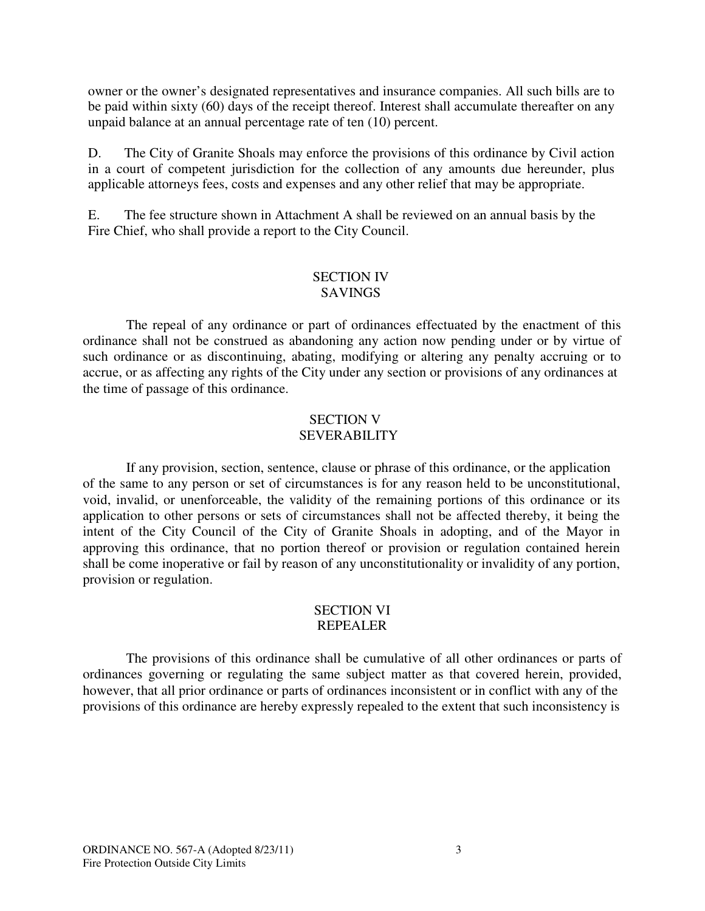owner or the owner's designated representatives and insurance companies. All such bills are to be paid within sixty (60) days of the receipt thereof. Interest shall accumulate thereafter on any unpaid balance at an annual percentage rate of ten (10) percent.

D. The City of Granite Shoals may enforce the provisions of this ordinance by Civil action in a court of competent jurisdiction for the collection of any amounts due hereunder, plus applicable attorneys fees, costs and expenses and any other relief that may be appropriate.

E. The fee structure shown in Attachment A shall be reviewed on an annual basis by the Fire Chief, who shall provide a report to the City Council.

## SECTION IV
## SAVINGS

The repeal of any ordinance or part of ordinances effectuated by the enactment of this ordinance shall not be construed as abandoning any action now pending under or by virtue of such ordinance or as discontinuing, abating, modifying or altering any penalty accruing or to accrue, or as affecting any rights of the City under any section or provisions of any ordinances at the time of passage of this ordinance.

## SECTION V
## SEVERABILITY

If any provision, section, sentence, clause or phrase of this ordinance, or the application of the same to any person or set of circumstances is for any reason held to be unconstitutional, void, invalid, or unenforceable, the validity of the remaining portions of this ordinance or its application to other persons or sets of circumstances shall not be affected thereby, it being the intent of the City Council of the City of Granite Shoals in adopting, and of the Mayor in approving this ordinance, that no portion thereof or provision or regulation contained herein shall be come inoperative or fail by reason of any unconstitutionality or invalidity of any portion, provision or regulation.

## SECTION VI
## REPEALER

The provisions of this ordinance shall be cumulative of all other ordinances or parts of ordinances governing or regulating the same subject matter as that covered herein, provided, however, that all prior ordinance or parts of ordinances inconsistent or in conflict with any of the provisions of this ordinance are hereby expressly repealed to the extent that such inconsistency is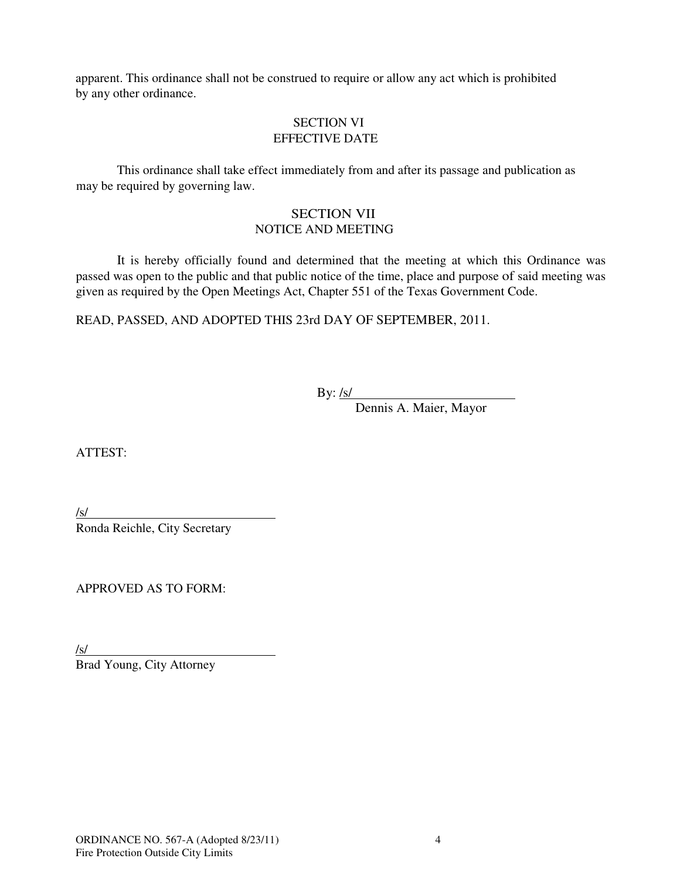apparent. This ordinance shall not be construed to require or allow any act which is prohibited by any other ordinance.

## SECTION VI
## EFFECTIVE DATE

This ordinance shall take effect immediately from and after its passage and publication as may be required by governing law.

## SECTION VII
## NOTICE AND MEETING

It is hereby officially found and determined that the meeting at which this Ordinance was passed was open to the public and that public notice of the time, place and purpose of said meeting was given as required by the Open Meetings Act, Chapter 551 of the Texas Government Code.

READ, PASSED, AND ADOPTED THIS 23rd DAY OF SEPTEMBER, 2011.

By: /s/
Dennis A. Maier, Mayor

ATTEST:

/s/
Ronda Reichle, City Secretary

APPROVED AS TO FORM:

/s/
Brad Young, City Attorney